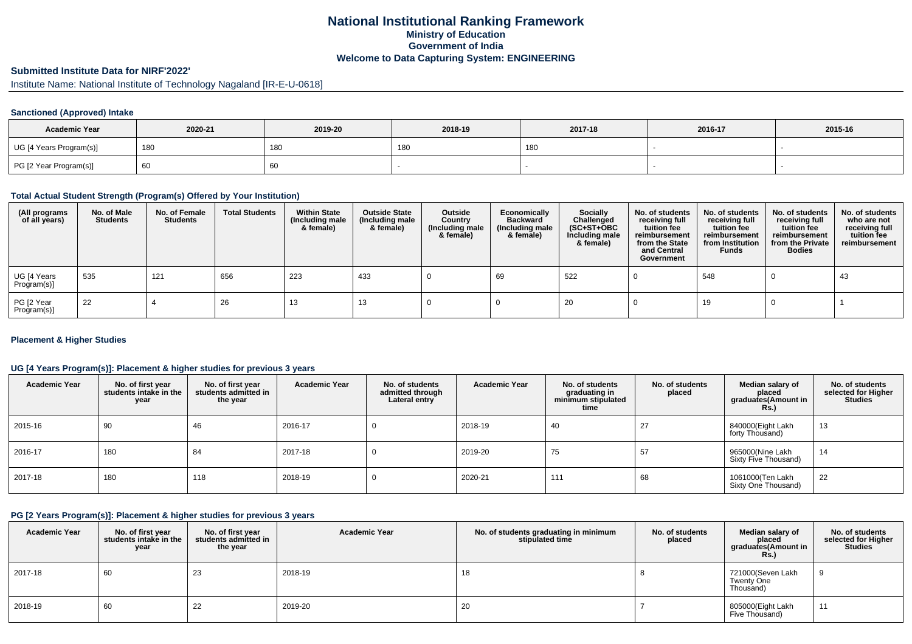# National Institutional Ranking Framework
## Ministry of Education
## Government of India
## Welcome to Data Capturing System: ENGINEERING

### Submitted Institute Data for NIRF'2022'

Institute Name: National Institute of Technology Nagaland [IR-E-U-0618]

#### Sanctioned (Approved) Intake

| Academic Year | 2020-21 | 2019-20 | 2018-19 | 2017-18 | 2016-17 | 2015-16 |
|---|---|---|---|---|---|---|
| UG [4 Years Program(s)] | 180 | 180 | 180 | 180 | - | - |
| PG [2 Year Program(s)] | 60 | 60 | - | - | - | - |

#### Total Actual Student Strength (Program(s) Offered by Your Institution)

| (All programs of all years) | No. of Male Students | No. of Female Students | Total Students | Within State (Including male & female) | Outside State (Including male & female) | Outside Country (Including male & female) | Economically Backward (Including male & female) | Socially Challenged (SC+ST+OBC Including male & female) | No. of students receiving full tuition fee reimbursement from the State and Central Government | No. of students receiving full tuition fee reimbursement from Institution Funds | No. of students receiving full tuition fee reimbursement from the Private Bodies | No. of students who are not receiving full tuition fee reimbursement |
|---|---|---|---|---|---|---|---|---|---|---|---|---|
| UG [4 Years Program(s)] | 535 | 121 | 656 | 223 | 433 | 0 | 69 | 522 | 0 | 548 | 0 | 43 |
| PG [2 Year Program(s)] | 22 | 4 | 26 | 13 | 13 | 0 | 0 | 20 | 0 | 19 | 0 | 1 |

#### Placement & Higher Studies

#### UG [4 Years Program(s)]: Placement & higher studies for previous 3 years

| Academic Year | No. of first year students intake in the year | No. of first year students admitted in the year | Academic Year | No. of students admitted through Lateral entry | Academic Year | No. of students graduating in minimum stipulated time | No. of students placed | Median salary of placed graduates(Amount in Rs.) | No. of students selected for Higher Studies |
|---|---|---|---|---|---|---|---|---|---|
| 2015-16 | 90 | 46 | 2016-17 | 0 | 2018-19 | 40 | 27 | 840000(Eight Lakh forty Thousand) | 13 |
| 2016-17 | 180 | 84 | 2017-18 | 0 | 2019-20 | 75 | 57 | 965000(Nine Lakh Sixty Five Thousand) | 14 |
| 2017-18 | 180 | 118 | 2018-19 | 0 | 2020-21 | 111 | 68 | 1061000(Ten Lakh Sixty One Thousand) | 22 |

#### PG [2 Years Program(s)]: Placement & higher studies for previous 3 years

| Academic Year | No. of first year students intake in the year | No. of first year students admitted in the year | Academic Year | No. of students graduating in minimum stipulated time | No. of students placed | Median salary of placed graduates(Amount in Rs.) | No. of students selected for Higher Studies |
|---|---|---|---|---|---|---|---|
| 2017-18 | 60 | 23 | 2018-19 | 18 | 8 | 721000(Seven Lakh Twenty One Thousand) | 9 |
| 2018-19 | 60 | 22 | 2019-20 | 20 | 7 | 805000(Eight Lakh Five Thousand) | 11 |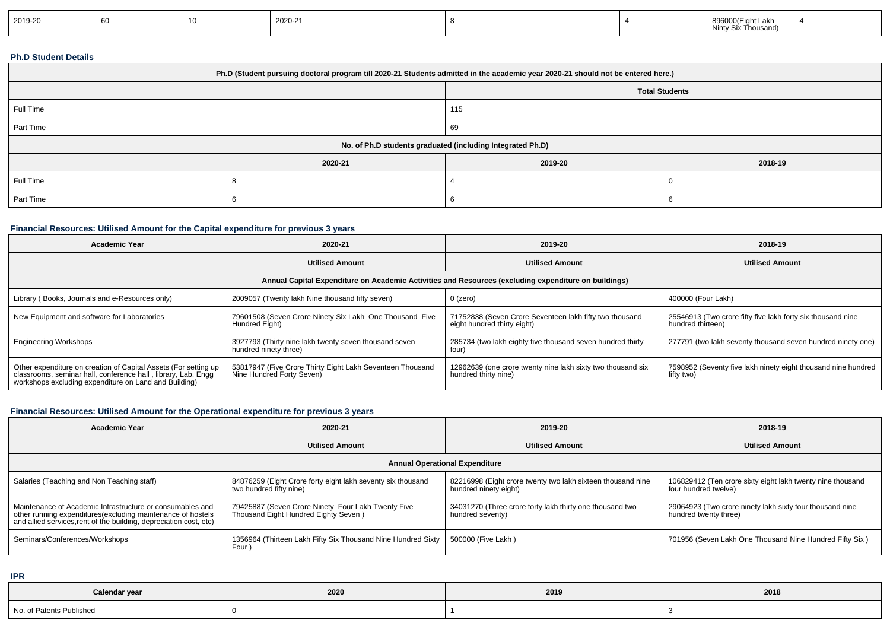| 2019-20 | 60 | 10 | 2020-21 | 8 | 4 | 896000(Eight Lakh Ninty Six Thousand) | 4 |
|---|---|---|---|---|---|---|---|

**Ph.D Student Details**

| Ph.D (Student pursuing doctoral program till 2020-21 Students admitted in the academic year 2020-21 should not be entered here.) | | | |
|---|---|---|---|
| | | Total Students | |
| Full Time | | 115 | |
| Part Time | | 69 | |
| No. of Ph.D students graduated (including Integrated Ph.D) | | | |
| | 2020-21 | 2019-20 | 2018-19 |
| Full Time | 8 | 4 | 0 |
| Part Time | 6 | 6 | 6 |

**Financial Resources: Utilised Amount for the Capital expenditure for previous 3 years**

| Academic Year | 2020-21 | 2019-20 | 2018-19 |
|---|---|---|---|
| | Utilised Amount | Utilised Amount | Utilised Amount |
| Annual Capital Expenditure on Academic Activities and Resources (excluding expenditure on buildings) | | | |
| Library ( Books, Journals and e-Resources only) | 2009057 (Twenty lakh Nine thousand fifty seven) | 0 (zero) | 400000 (Four Lakh) |
| New Equipment and software for Laboratories | 79601508 (Seven Crore Ninety Six Lakh One Thousand Five Hundred Eight) | 71752838 (Seven Crore Seventeen lakh fifty two thousand eight hundred thirty eight) | 25546913 (Two crore fifty five lakh forty six thousand nine hundred thirteen) |
| Engineering Workshops | 3927793 (Thirty nine lakh twenty seven thousand seven hundred ninety three) | 285734 (two lakh eighty five thousand seven hundred thirty four) | 277791 (two lakh seventy thousand seven hundred ninety one) |
| Other expenditure on creation of Capital Assets (For setting up classrooms, seminar hall, conference hall , library, Lab, Engg workshops excluding expenditure on Land and Building) | 53817947 (Five Crore Thirty Eight Lakh Seventeen Thousand Nine Hundred Forty Seven) | 12962639 (one crore twenty nine lakh sixty two thousand six hundred thirty nine) | 7598952 (Seventy five lakh ninety eight thousand nine hundred fifty two) |

**Financial Resources: Utilised Amount for the Operational expenditure for previous 3 years**

| Academic Year | 2020-21 | 2019-20 | 2018-19 |
|---|---|---|---|
| | Utilised Amount | Utilised Amount | Utilised Amount |
| Annual Operational Expenditure | | | |
| Salaries (Teaching and Non Teaching staff) | 84876259 (Eight Crore forty eight lakh seventy six thousand two hundred fifty nine) | 82216998 (Eight crore twenty two lakh sixteen thousand nine hundred ninety eight) | 106829412 (Ten crore sixty eight lakh twenty nine thousand four hundred twelve) |
| Maintenance of Academic Infrastructure or consumables and other running expenditures(excluding maintenance of hostels and allied services,rent of the building, depreciation cost, etc) | 79425887 (Seven Crore Ninety Four Lakh Twenty Five Thousand Eight Hundred Eighty Seven ) | 34031270 (Three crore forty lakh thirty one thousand two hundred seventy) | 29064923 (Two crore ninety lakh sixty four thousand nine hundred twenty three) |
| Seminars/Conferences/Workshops | 1356964 (Thirteen Lakh Fifty Six Thousand Nine Hundred Sixty Four ) | 500000 (Five Lakh ) | 701956 (Seven Lakh One Thousand Nine Hundred Fifty Six ) |

**IPR**

| Calendar year | 2020 | 2019 | 2018 |
|---|---|---|---|
| No. of Patents Published | 0 | 1 | 3 |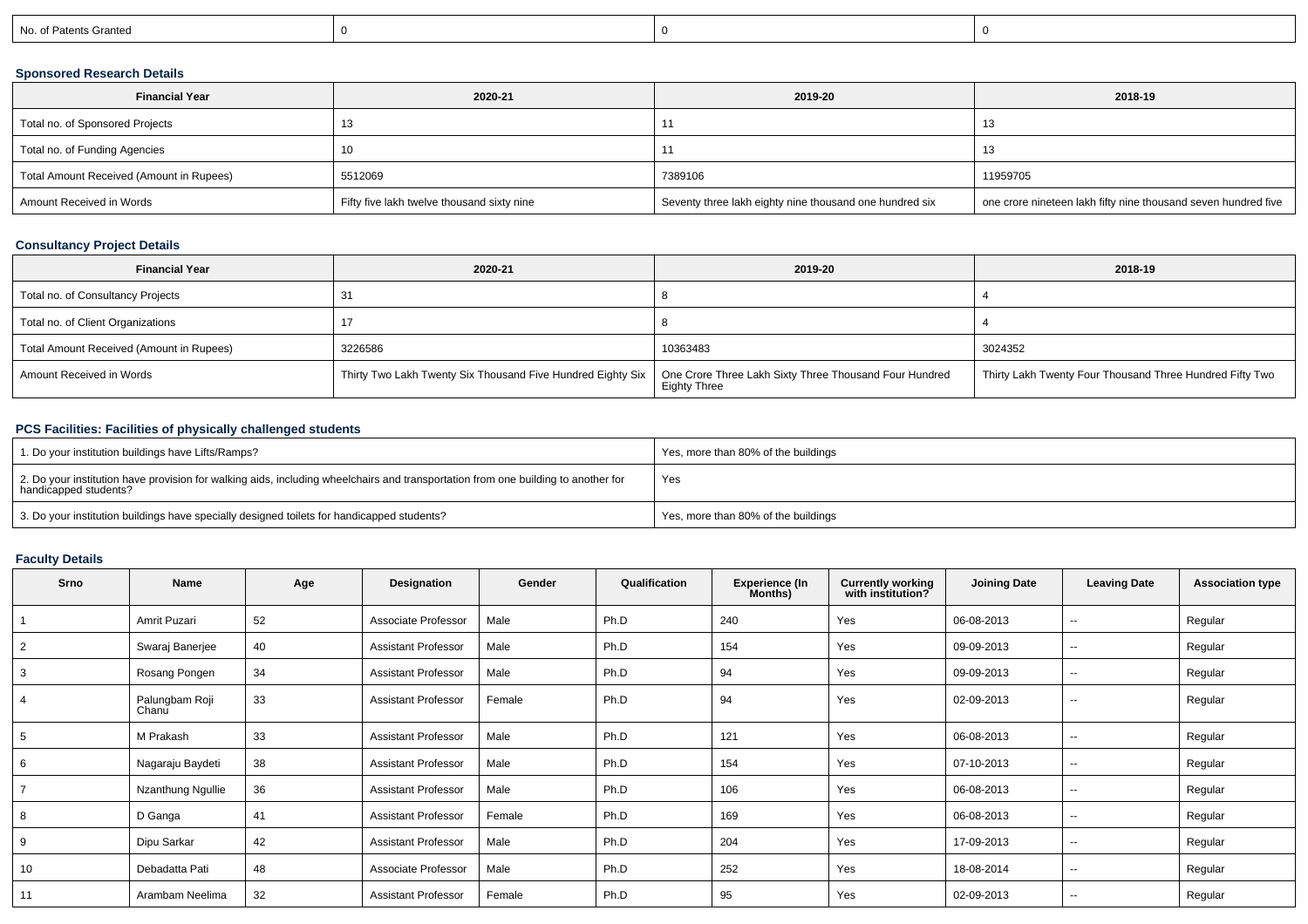| No. of Patents Granted | 0 | 0 | 0 |
|---|---|---|---|

### Sponsored Research Details

| Financial Year | 2020-21 | 2019-20 | 2018-19 |
|---|---|---|---|
| Total no. of Sponsored Projects | 13 | 11 | 13 |
| Total no. of Funding Agencies | 10 | 11 | 13 |
| Total Amount Received (Amount in Rupees) | 5512069 | 7389106 | 11959705 |
| Amount Received in Words | Fifty five lakh twelve thousand sixty nine | Seventy three lakh eighty nine thousand one hundred six | one crore nineteen lakh fifty nine thousand seven hundred five |

### Consultancy Project Details

| Financial Year | 2020-21 | 2019-20 | 2018-19 |
|---|---|---|---|
| Total no. of Consultancy Projects | 31 | 8 | 4 |
| Total no. of Client Organizations | 17 | 8 | 4 |
| Total Amount Received (Amount in Rupees) | 3226586 | 10363483 | 3024352 |
| Amount Received in Words | Thirty Two Lakh Twenty Six Thousand Five Hundred Eighty Six | One Crore Three Lakh Sixty Three Thousand Four Hundred Eighty Three | Thirty Lakh Twenty Four Thousand Three Hundred Fifty Two |

### PCS Facilities: Facilities of physically challenged students

| | |
|---|---|
| 1. Do your institution buildings have Lifts/Ramps? | Yes, more than 80% of the buildings |
| 2. Do your institution have provision for walking aids, including wheelchairs and transportation from one building to another for handicapped students? | Yes |
| 3. Do your institution buildings have specially designed toilets for handicapped students? | Yes, more than 80% of the buildings |

### Faculty Details

| Srno | Name | Age | Designation | Gender | Qualification | Experience (In Months) | Currently working with institution? | Joining Date | Leaving Date | Association type |
|---|---|---|---|---|---|---|---|---|---|---|
| 1 | Amrit Puzari | 52 | Associate Professor | Male | Ph.D | 240 | Yes | 06-08-2013 | -- | Regular |
| 2 | Swaraj Banerjee | 40 | Assistant Professor | Male | Ph.D | 154 | Yes | 09-09-2013 | -- | Regular |
| 3 | Rosang Pongen | 34 | Assistant Professor | Male | Ph.D | 94 | Yes | 09-09-2013 | -- | Regular |
| 4 | Palungbam Roji Chanu | 33 | Assistant Professor | Female | Ph.D | 94 | Yes | 02-09-2013 | -- | Regular |
| 5 | M Prakash | 33 | Assistant Professor | Male | Ph.D | 121 | Yes | 06-08-2013 | -- | Regular |
| 6 | Nagaraju Baydeti | 38 | Assistant Professor | Male | Ph.D | 154 | Yes | 07-10-2013 | -- | Regular |
| 7 | Nzanthung Ngullie | 36 | Assistant Professor | Male | Ph.D | 106 | Yes | 06-08-2013 | -- | Regular |
| 8 | D Ganga | 41 | Assistant Professor | Female | Ph.D | 169 | Yes | 06-08-2013 | -- | Regular |
| 9 | Dipu Sarkar | 42 | Assistant Professor | Male | Ph.D | 204 | Yes | 17-09-2013 | -- | Regular |
| 10 | Debadatta Pati | 48 | Associate Professor | Male | Ph.D | 252 | Yes | 18-08-2014 | -- | Regular |
| 11 | Arambam Neelima | 32 | Assistant Professor | Female | Ph.D | 95 | Yes | 02-09-2013 | -- | Regular |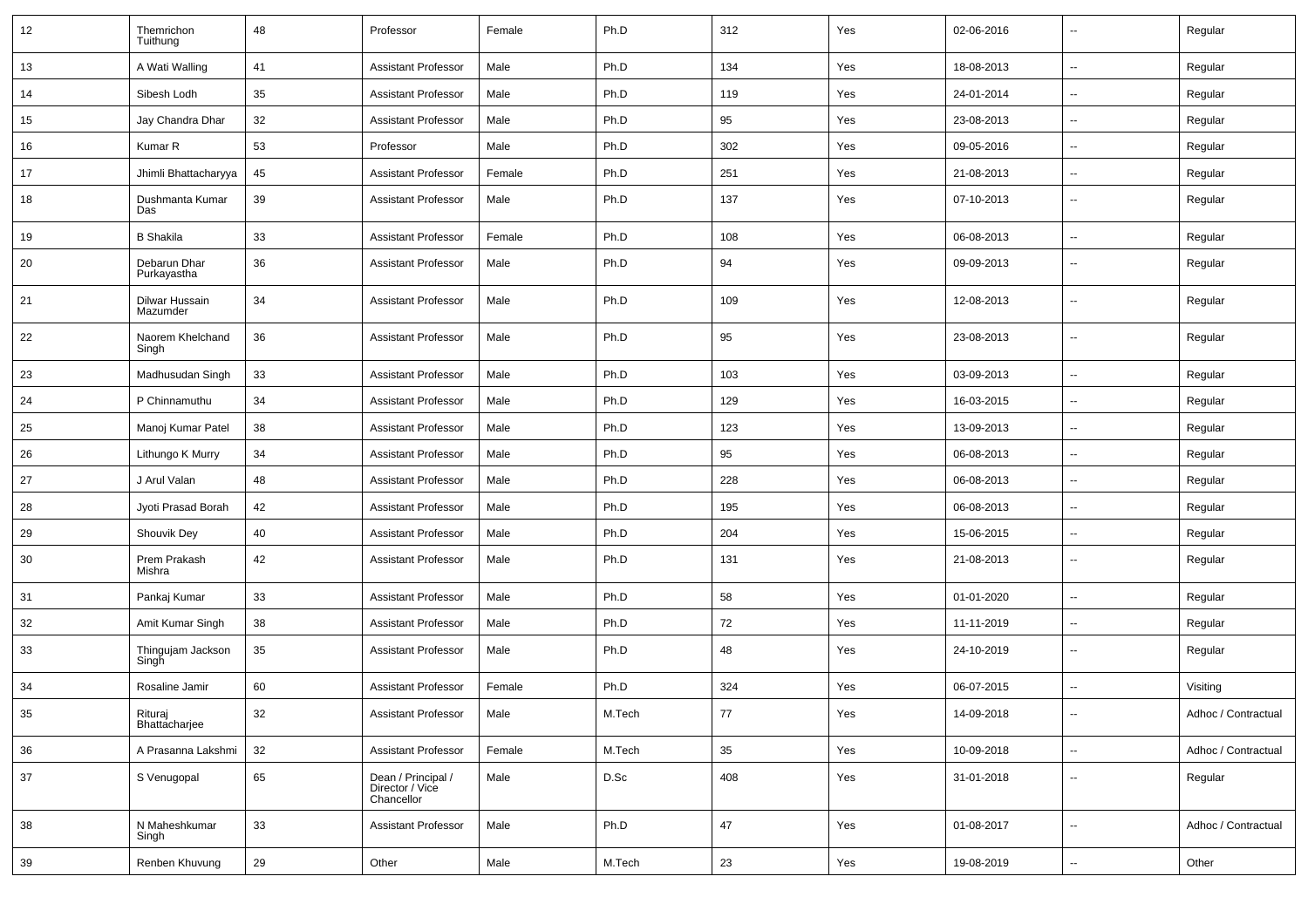| 12 | Themrichon Tuithung | 48 | Professor | Female | Ph.D | 312 | Yes | 02-06-2016 | -- | Regular |
|---|---|---|---|---|---|---|---|---|---|---|
| 13 | A Wati Walling | 41 | Assistant Professor | Male | Ph.D | 134 | Yes | 18-08-2013 | -- | Regular |
| 14 | Sibesh Lodh | 35 | Assistant Professor | Male | Ph.D | 119 | Yes | 24-01-2014 | -- | Regular |
| 15 | Jay Chandra Dhar | 32 | Assistant Professor | Male | Ph.D | 95 | Yes | 23-08-2013 | -- | Regular |
| 16 | Kumar R | 53 | Professor | Male | Ph.D | 302 | Yes | 09-05-2016 | -- | Regular |
| 17 | Jhimli Bhattacharyya | 45 | Assistant Professor | Female | Ph.D | 251 | Yes | 21-08-2013 | -- | Regular |
| 18 | Dushmanta Kumar Das | 39 | Assistant Professor | Male | Ph.D | 137 | Yes | 07-10-2013 | -- | Regular |
| 19 | B Shakila | 33 | Assistant Professor | Female | Ph.D | 108 | Yes | 06-08-2013 | -- | Regular |
| 20 | Debarun Dhar Purkayastha | 36 | Assistant Professor | Male | Ph.D | 94 | Yes | 09-09-2013 | -- | Regular |
| 21 | Dilwar Hussain Mazumder | 34 | Assistant Professor | Male | Ph.D | 109 | Yes | 12-08-2013 | -- | Regular |
| 22 | Naorem Khelchand Singh | 36 | Assistant Professor | Male | Ph.D | 95 | Yes | 23-08-2013 | -- | Regular |
| 23 | Madhusudan Singh | 33 | Assistant Professor | Male | Ph.D | 103 | Yes | 03-09-2013 | -- | Regular |
| 24 | P Chinnamuthu | 34 | Assistant Professor | Male | Ph.D | 129 | Yes | 16-03-2015 | -- | Regular |
| 25 | Manoj Kumar Patel | 38 | Assistant Professor | Male | Ph.D | 123 | Yes | 13-09-2013 | -- | Regular |
| 26 | Lithungo K Murry | 34 | Assistant Professor | Male | Ph.D | 95 | Yes | 06-08-2013 | -- | Regular |
| 27 | J Arul Valan | 48 | Assistant Professor | Male | Ph.D | 228 | Yes | 06-08-2013 | -- | Regular |
| 28 | Jyoti Prasad Borah | 42 | Assistant Professor | Male | Ph.D | 195 | Yes | 06-08-2013 | -- | Regular |
| 29 | Shouvik Dey | 40 | Assistant Professor | Male | Ph.D | 204 | Yes | 15-06-2015 | -- | Regular |
| 30 | Prem Prakash Mishra | 42 | Assistant Professor | Male | Ph.D | 131 | Yes | 21-08-2013 | -- | Regular |
| 31 | Pankaj Kumar | 33 | Assistant Professor | Male | Ph.D | 58 | Yes | 01-01-2020 | -- | Regular |
| 32 | Amit Kumar Singh | 38 | Assistant Professor | Male | Ph.D | 72 | Yes | 11-11-2019 | -- | Regular |
| 33 | Thingujam Jackson Singh | 35 | Assistant Professor | Male | Ph.D | 48 | Yes | 24-10-2019 | -- | Regular |
| 34 | Rosaline Jamir | 60 | Assistant Professor | Female | Ph.D | 324 | Yes | 06-07-2015 | -- | Visiting |
| 35 | Rituraj Bhattacharjee | 32 | Assistant Professor | Male | M.Tech | 77 | Yes | 14-09-2018 | -- | Adhoc / Contractual |
| 36 | A Prasanna Lakshmi | 32 | Assistant Professor | Female | M.Tech | 35 | Yes | 10-09-2018 | -- | Adhoc / Contractual |
| 37 | S Venugopal | 65 | Dean / Principal / Director / Vice Chancellor | Male | D.Sc | 408 | Yes | 31-01-2018 | -- | Regular |
| 38 | N Maheshkumar Singh | 33 | Assistant Professor | Male | Ph.D | 47 | Yes | 01-08-2017 | -- | Adhoc / Contractual |
| 39 | Renben Khuvung | 29 | Other | Male | M.Tech | 23 | Yes | 19-08-2019 | -- | Other |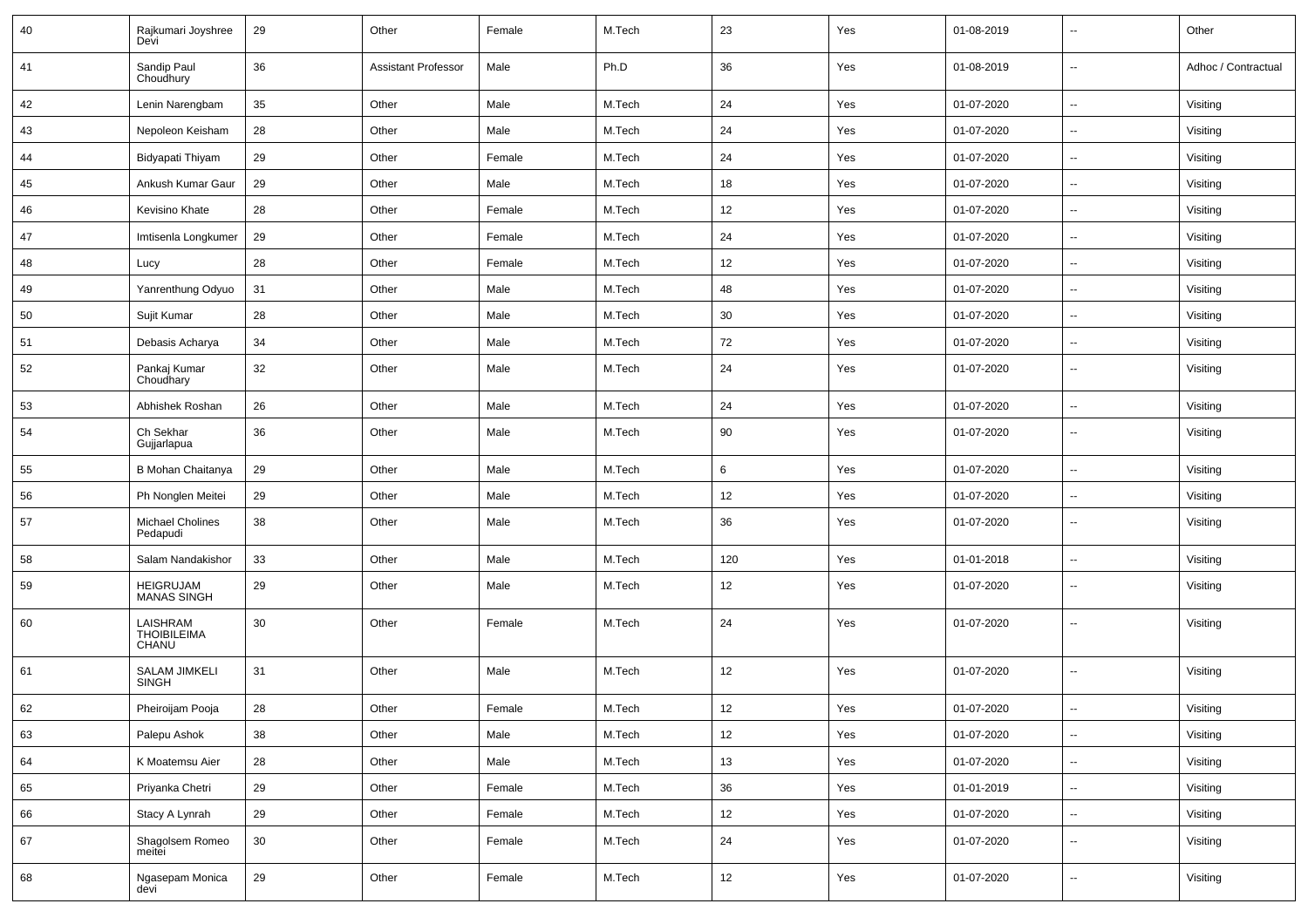| 40 | Rajkumari Joyshree Devi | 29 | Other | Female | M.Tech | 23 | Yes | 01-08-2019 | -- | Other |
|---|---|---|---|---|---|---|---|---|---|---|
| 41 | Sandip Paul Choudhury | 36 | Assistant Professor | Male | Ph.D | 36 | Yes | 01-08-2019 | -- | Adhoc / Contractual |
| 42 | Lenin Narengbam | 35 | Other | Male | M.Tech | 24 | Yes | 01-07-2020 | -- | Visiting |
| 43 | Nepoleon Keisham | 28 | Other | Male | M.Tech | 24 | Yes | 01-07-2020 | -- | Visiting |
| 44 | Bidyapati Thiyam | 29 | Other | Female | M.Tech | 24 | Yes | 01-07-2020 | -- | Visiting |
| 45 | Ankush Kumar Gaur | 29 | Other | Male | M.Tech | 18 | Yes | 01-07-2020 | -- | Visiting |
| 46 | Kevisino Khate | 28 | Other | Female | M.Tech | 12 | Yes | 01-07-2020 | -- | Visiting |
| 47 | Imtisenla Longkumer | 29 | Other | Female | M.Tech | 24 | Yes | 01-07-2020 | -- | Visiting |
| 48 | Lucy | 28 | Other | Female | M.Tech | 12 | Yes | 01-07-2020 | -- | Visiting |
| 49 | Yanrenthung Odyuo | 31 | Other | Male | M.Tech | 48 | Yes | 01-07-2020 | -- | Visiting |
| 50 | Sujit Kumar | 28 | Other | Male | M.Tech | 30 | Yes | 01-07-2020 | -- | Visiting |
| 51 | Debasis Acharya | 34 | Other | Male | M.Tech | 72 | Yes | 01-07-2020 | -- | Visiting |
| 52 | Pankaj Kumar Choudhary | 32 | Other | Male | M.Tech | 24 | Yes | 01-07-2020 | -- | Visiting |
| 53 | Abhishek Roshan | 26 | Other | Male | M.Tech | 24 | Yes | 01-07-2020 | -- | Visiting |
| 54 | Ch Sekhar Gujjarlapua | 36 | Other | Male | M.Tech | 90 | Yes | 01-07-2020 | -- | Visiting |
| 55 | B Mohan Chaitanya | 29 | Other | Male | M.Tech | 6 | Yes | 01-07-2020 | -- | Visiting |
| 56 | Ph Nonglen Meitei | 29 | Other | Male | M.Tech | 12 | Yes | 01-07-2020 | -- | Visiting |
| 57 | Michael Cholines Pedapudi | 38 | Other | Male | M.Tech | 36 | Yes | 01-07-2020 | -- | Visiting |
| 58 | Salam Nandakishor | 33 | Other | Male | M.Tech | 120 | Yes | 01-01-2018 | -- | Visiting |
| 59 | HEIGRUJAM MANAS SINGH | 29 | Other | Male | M.Tech | 12 | Yes | 01-07-2020 | -- | Visiting |
| 60 | LAISHRAM THOIBILEIMA CHANU | 30 | Other | Female | M.Tech | 24 | Yes | 01-07-2020 | -- | Visiting |
| 61 | SALAM JIMKELI SINGH | 31 | Other | Male | M.Tech | 12 | Yes | 01-07-2020 | -- | Visiting |
| 62 | Pheiroijam Pooja | 28 | Other | Female | M.Tech | 12 | Yes | 01-07-2020 | -- | Visiting |
| 63 | Palepu Ashok | 38 | Other | Male | M.Tech | 12 | Yes | 01-07-2020 | -- | Visiting |
| 64 | K Moatemsu Aier | 28 | Other | Male | M.Tech | 13 | Yes | 01-07-2020 | -- | Visiting |
| 65 | Priyanka Chetri | 29 | Other | Female | M.Tech | 36 | Yes | 01-01-2019 | -- | Visiting |
| 66 | Stacy A Lynrah | 29 | Other | Female | M.Tech | 12 | Yes | 01-07-2020 | -- | Visiting |
| 67 | Shagolsem Romeo meitei | 30 | Other | Female | M.Tech | 24 | Yes | 01-07-2020 | -- | Visiting |
| 68 | Ngasepam Monica devi | 29 | Other | Female | M.Tech | 12 | Yes | 01-07-2020 | -- | Visiting |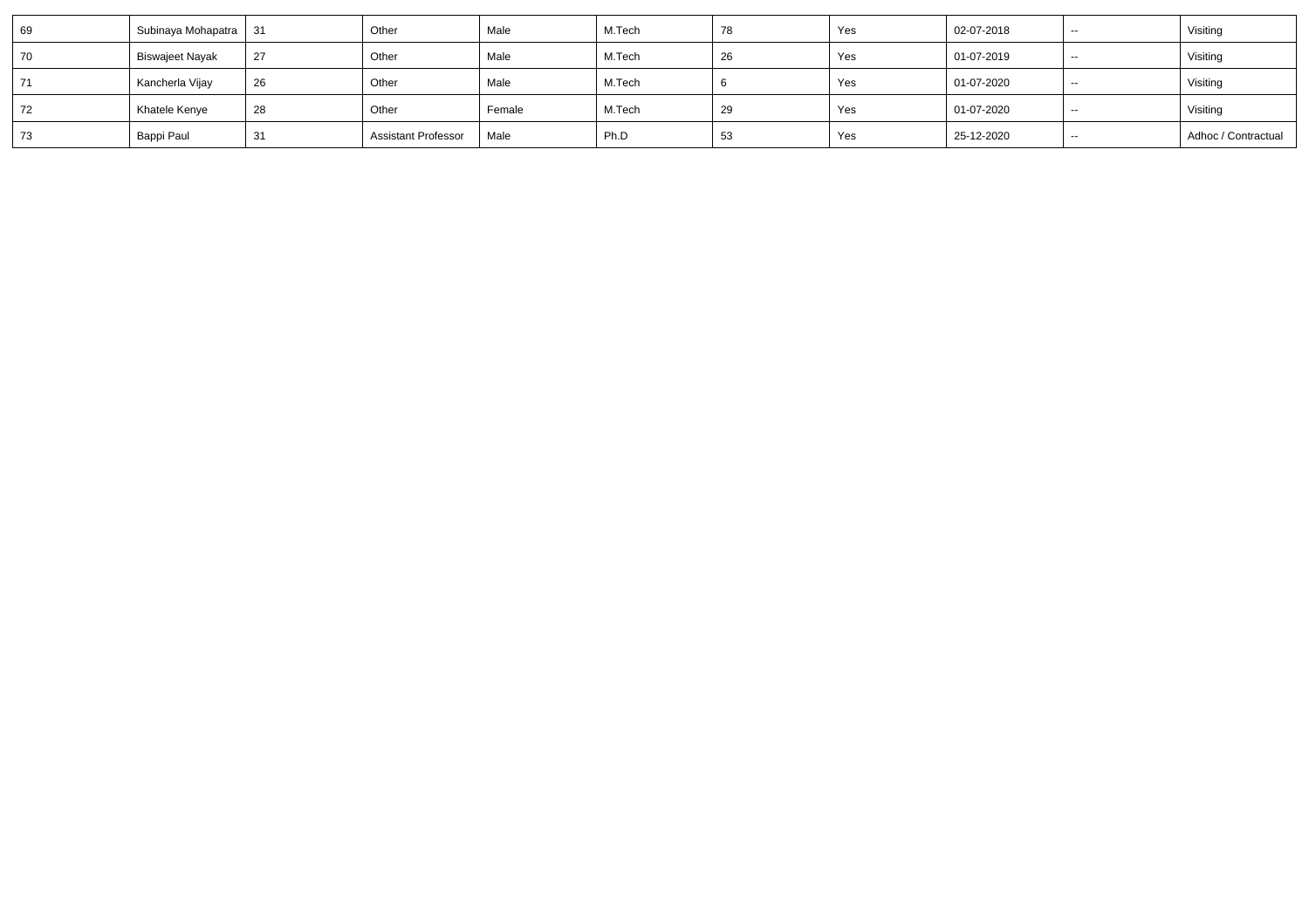| | | | | | | | | | | |
|---|---|---|---|---|---|---|---|---|---|---|
| 69 | Subinaya Mohapatra | 31 | Other | Male | M.Tech | 78 | Yes | 02-07-2018 | -- | Visiting |
| 70 | Biswajeet Nayak | 27 | Other | Male | M.Tech | 26 | Yes | 01-07-2019 | -- | Visiting |
| 71 | Kancherla Vijay | 26 | Other | Male | M.Tech | 6 | Yes | 01-07-2020 | -- | Visiting |
| 72 | Khatele Kenye | 28 | Other | Female | M.Tech | 29 | Yes | 01-07-2020 | -- | Visiting |
| 73 | Bappi Paul | 31 | Assistant Professor | Male | Ph.D | 53 | Yes | 25-12-2020 | -- | Adhoc / Contractual |